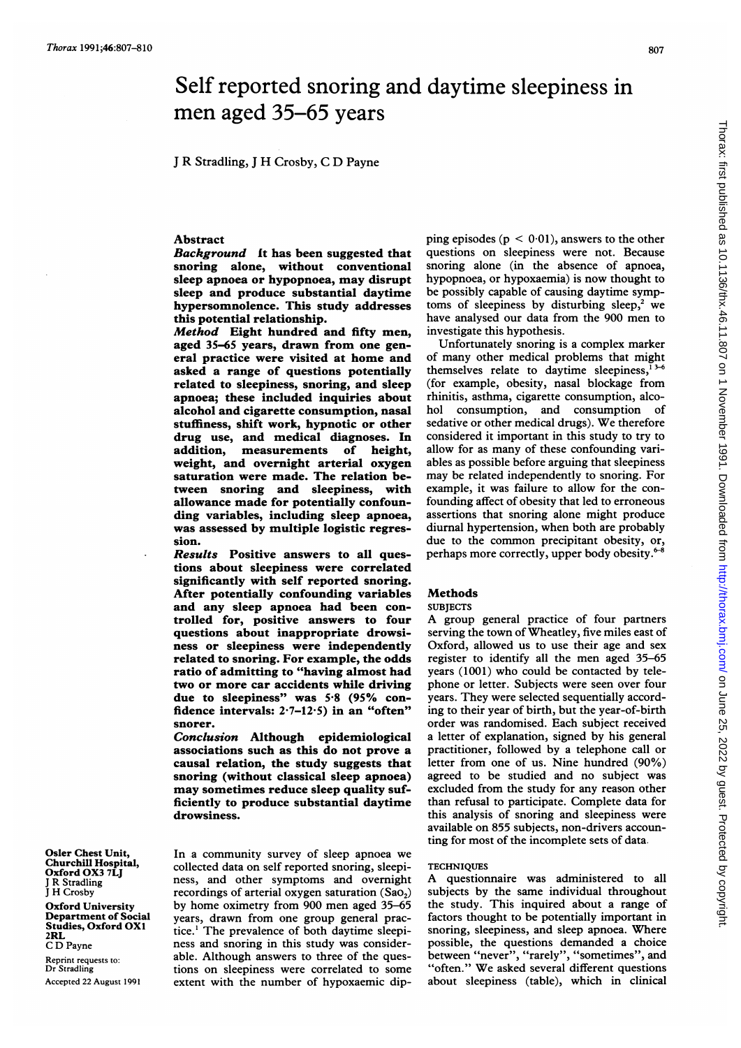# Self reported snoring and daytime sleepiness in men aged 35–65 years

J R Stradling, J H Crosby, C D Payne

## Abstract

***Background*** **It has been suggested that snoring alone, without conventional sleep apnoea or hypopnoea, may disrupt sleep and produce substantial daytime hypersomnolence. This study addresses this potential relationship.**

***Method*** **Eight hundred and fifty men, aged 35–65 years, drawn from one general practice were visited at home and asked a range of questions potentially related to sleepiness, snoring, and sleep apnoea; these included inquiries about alcohol and cigarette consumption, nasal stuffiness, shift work, hypnotic or other drug use, and medical diagnoses. In addition, measurements of height, weight, and overnight arterial oxygen saturation were made. The relation between snoring and sleepiness, with allowance made for potentially confounding variables, including sleep apnoea, was assessed by multiple logistic regression.**

***Results*** **Positive answers to all questions about sleepiness were correlated significantly with self reported snoring. After potentially confounding variables and any sleep apnoea had been controlled for, positive answers to four questions about inappropriate drowsiness or sleepiness were independently related to snoring. For example, the odds ratio of admitting to "having almost had two or more car accidents while driving due to sleepiness" was 5·8 (95% confidence intervals: 2·7–12·5) in an "often" snorer.**

***Conclusion*** **Although epidemiological associations such as this do not prove a causal relation, the study suggests that snoring (without classical sleep apnoea) may sometimes reduce sleep quality sufficiently to produce substantial daytime drowsiness.**

**Osler Chest Unit, Churchill Hospital, Oxford OX3 7LJ**
J R Stradling
J H Crosby

**Oxford University Department of Social Studies, Oxford OX1 2RL**
C D Payne

Reprint requests to: Dr Stradling

Accepted 22 August 1991

In a community survey of sleep apnoea we collected data on self reported snoring, sleepiness, and other symptoms and overnight recordings of arterial oxygen saturation ($Sa_{O_2}$) by home oximetry from 900 men aged 35–65 years, drawn from one group general practice.[1] The prevalence of both daytime sleepiness and snoring in this study was considerable. Although answers to three of the questions on sleepiness were correlated to some extent with the number of hypoxaemic dipping episodes ($p < 0·01$), answers to the other questions on sleepiness were not. Because snoring alone (in the absence of apnoea, hypopnoea, or hypoxaemia) is now thought to be possibly capable of causing daytime symptoms of sleepiness by disturbing sleep,[2] we have analysed our data from the 900 men to investigate this hypothesis.

Unfortunately snoring is a complex marker of many other medical problems that might themselves relate to daytime sleepiness,[1 3–6] (for example, obesity, nasal blockage from rhinitis, asthma, cigarette consumption, alcohol consumption, and consumption of sedative or other medical drugs). We therefore considered it important in this study to try to allow for as many of these confounding variables as possible before arguing that sleepiness may be related independently to snoring. For example, it was failure to allow for the confounding affect of obesity that led to erroneous assertions that snoring alone might produce diurnal hypertension, when both are probably due to the common precipitant obesity, or, perhaps more correctly, upper body obesity.[6–8]

## Methods

### SUBJECTS

A group general practice of four partners serving the town of Wheatley, five miles east of Oxford, allowed us to use their age and sex register to identify all the men aged 35–65 years (1001) who could be contacted by telephone or letter. Subjects were seen over four years. They were selected sequentially according to their year of birth, but the year-of-birth order was randomised. Each subject received a letter of explanation, signed by his general practitioner, followed by a telephone call or letter from one of us. Nine hundred (90%) agreed to be studied and no subject was excluded from the study for any reason other than refusal to participate. Complete data for this analysis of snoring and sleepiness were available on 855 subjects, non-drivers accounting for most of the incomplete sets of data.

### TECHNIQUES

A questionnaire was administered to all subjects by the same individual throughout the study. This inquired about a range of factors thought to be potentially important in snoring, sleepiness, and sleep apnoea. Where possible, the questions demanded a choice between "never", "rarely", "sometimes", and "often." We asked several different questions about sleepiness (table), which in clinical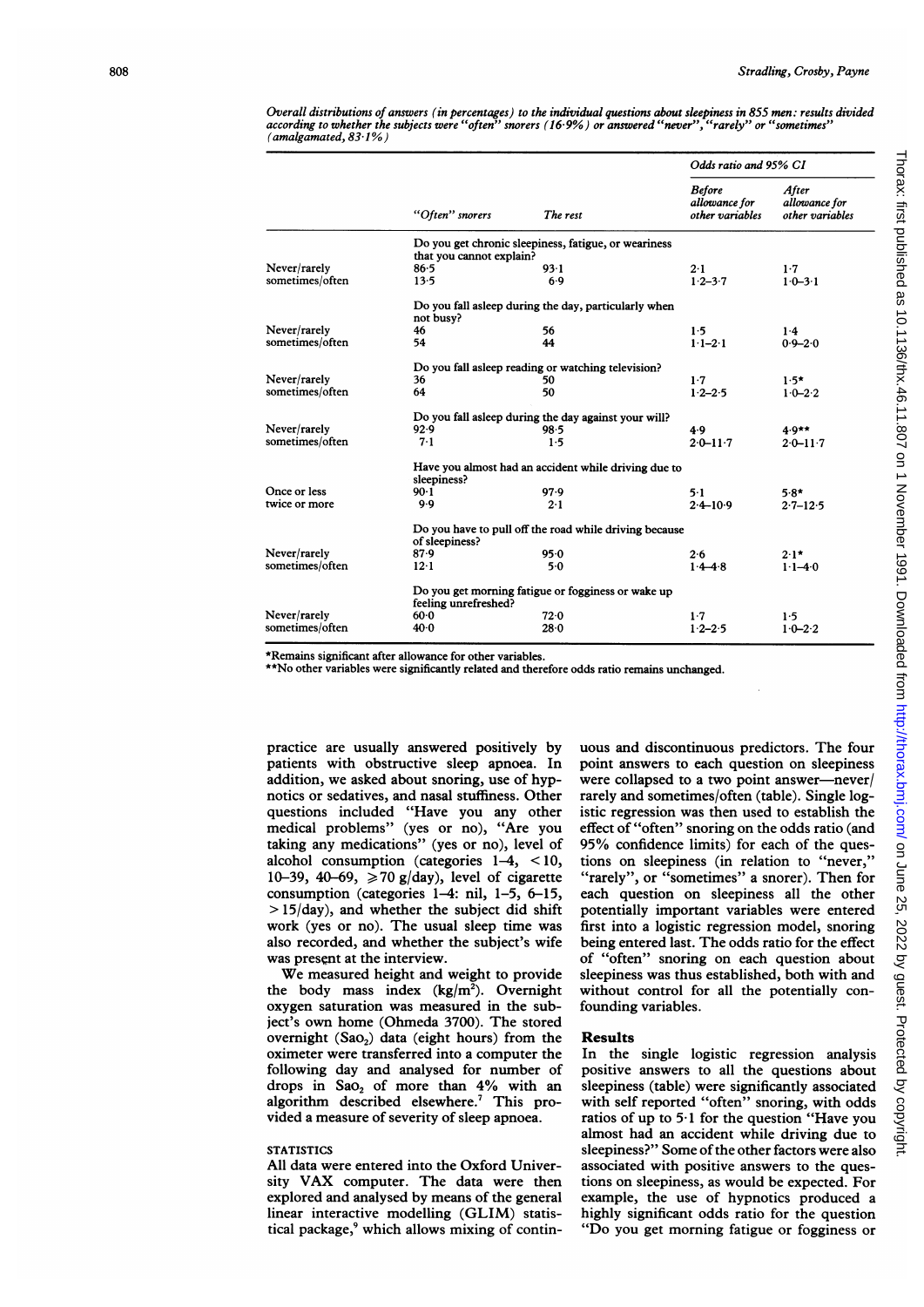*Overall distributions of answers (in percentages) to the individual questions about sleepiness in 855 men: results divided according to whether the subjects were "often" snorers (16·9%) or answered "never", "rarely" or "sometimes" (amalgamated, 83·1%)*

| | "Often" snorers | The rest | Odds ratio and 95% CI: Before allowance for other variables | Odds ratio and 95% CI: After allowance for other variables |
|---|---|---|---|---|
| | Do you get chronic sleepiness, fatigue, or weariness that you cannot explain? | | | |
| Never/rarely | 86·5 | 93·1 | 2·1 | 1·7 |
| sometimes/often | 13·5 | 6·9 | 1·2–3·7 | 1·0–3·1 |
| | Do you fall asleep during the day, particularly when not busy? | | | |
| Never/rarely | 46 | 56 | 1·5 | 1·4 |
| sometimes/often | 54 | 44 | 1·1–2·1 | 0·9–2·0 |
| | Do you fall asleep reading or watching television? | | | |
| Never/rarely | 36 | 50 | 1·7 | 1·5* |
| sometimes/often | 64 | 50 | 1·2–2·5 | 1·0–2·2 |
| | Do you fall asleep during the day against your will? | | | |
| Never/rarely | 92·9 | 98·5 | 4·9 | 4·9** |
| sometimes/often | 7·1 | 1·5 | 2·0–11·7 | 2·0–11·7 |
| | Have you almost had an accident while driving due to sleepiness? | | | |
| Once or less | 90·1 | 97·9 | 5·1 | 5·8* |
| twice or more | 9·9 | 2·1 | 2·4–10·9 | 2·7–12·5 |
| | Do you have to pull off the road while driving because of sleepiness? | | | |
| Never/rarely | 87·9 | 95·0 | 2·6 | 2·1* |
| sometimes/often | 12·1 | 5·0 | 1·4–4·8 | 1·1–4·0 |
| | Do you get morning fatigue or fogginess or wake up feeling unrefreshed? | | | |
| Never/rarely | 60·0 | 72·0 | 1·7 | 1·5 |
| sometimes/often | 40·0 | 28·0 | 1·2–2·5 | 1·0–2·2 |

*Remains significant after allowance for other variables.
**No other variables were significantly related and therefore odds ratio remains unchanged.

practice are usually answered positively by patients with obstructive sleep apnoea. In addition, we asked about snoring, use of hypnotics or sedatives, and nasal stuffiness. Other questions included "Have you any other medical problems" (yes or no), "Are you taking any medications" (yes or no), level of alcohol consumption (categories 1–4, < 10, 10–39, 40–69, ≥ 70 g/day), level of cigarette consumption (categories 1–4: nil, 1–5, 6–15, > 15/day), and whether the subject did shift work (yes or no). The usual sleep time was also recorded, and whether the subject's wife was present at the interview.

We measured height and weight to provide the body mass index (kg/m$^2$). Overnight oxygen saturation was measured in the subject's own home (Ohmeda 3700). The stored overnight ($SaO_2$) data (eight hours) from the oximeter were transferred into a computer the following day and analysed for number of drops in $SaO_2$ of more than 4% with an algorithm described elsewhere.[7] This provided a measure of severity of sleep apnoea.

## STATISTICS

All data were entered into the Oxford University VAX computer. The data were then explored and analysed by means of the general linear interactive modelling (GLIM) statistical package,[9] which allows mixing of continuous and discontinuous predictors. The four point answers to each question on sleepiness were collapsed to a two point answer—never/rarely and sometimes/often (table). Single logistic regression was then used to establish the effect of "often" snoring on the odds ratio (and 95% confidence limits) for each of the questions on sleepiness (in relation to "never," "rarely", or "sometimes" a snorer). Then for each question on sleepiness all the other potentially important variables were entered first into a logistic regression model, snoring being entered last. The odds ratio for the effect of "often" snoring on each question about sleepiness was thus established, both with and without control for all the potentially confounding variables.

## Results

In the single logistic regression analysis positive answers to all the questions about sleepiness (table) were significantly associated with self reported "often" snoring, with odds ratios of up to 5·1 for the question "Have you almost had an accident while driving due to sleepiness?" Some of the other factors were also associated with positive answers to the questions on sleepiness, as would be expected. For example, the use of hypnotics produced a highly significant odds ratio for the question "Do you get morning fatigue or fogginess or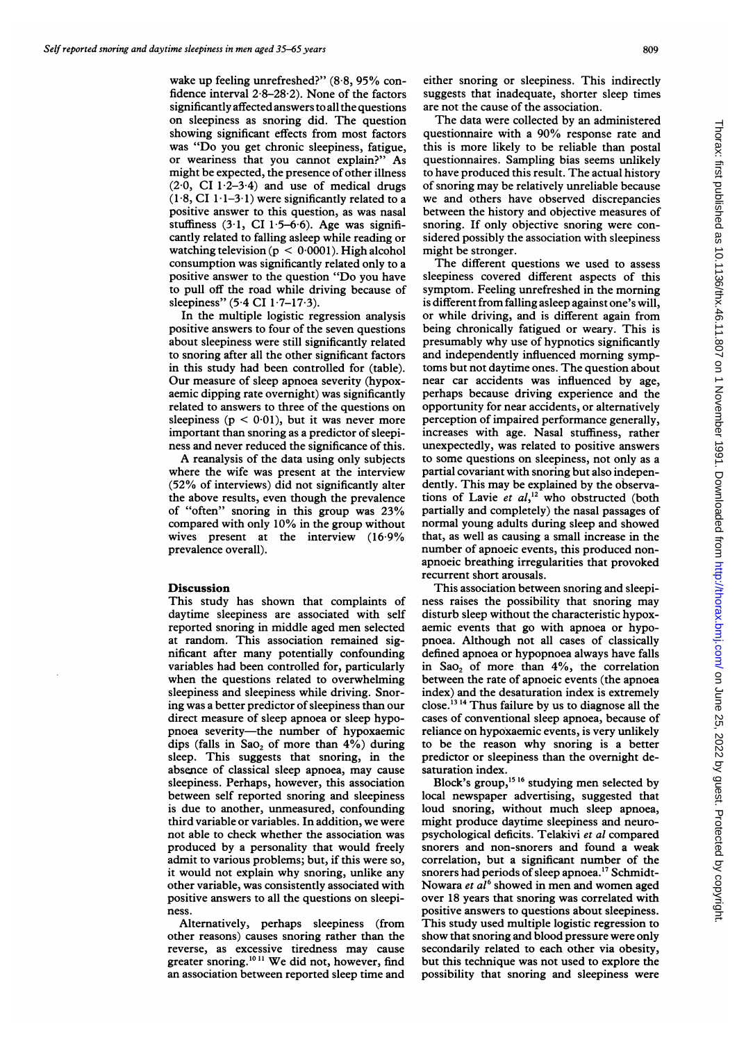wake up feeling unrefreshed?" (8·8, 95% confidence interval 2·8–28·2). None of the factors significantly affected answers to all the questions on sleepiness as snoring did. The question showing significant effects from most factors was "Do you get chronic sleepiness, fatigue, or weariness that you cannot explain?" As might be expected, the presence of other illness (2·0, CI 1·2–3·4) and use of medical drugs (1·8, CI 1·1–3·1) were significantly related to a positive answer to this question, as was nasal stuffiness (3·1, CI 1·5–6·6). Age was significantly related to falling asleep while reading or watching television ($p < 0·0001$). High alcohol consumption was significantly related only to a positive answer to the question "Do you have to pull off the road while driving because of sleepiness" (5·4 CI 1·7–17·3).

In the multiple logistic regression analysis positive answers to four of the seven questions about sleepiness were still significantly related to snoring after all the other significant factors in this study had been controlled for (table). Our measure of sleep apnoea severity (hypoxaemic dipping rate overnight) was significantly related to answers to three of the questions on sleepiness ($p < 0·01$), but it was never more important than snoring as a predictor of sleepiness and never reduced the significance of this.

A reanalysis of the data using only subjects where the wife was present at the interview (52% of interviews) did not significantly alter the above results, even though the prevalence of "often" snoring in this group was 23% compared with only 10% in the group without wives present at the interview (16·9% prevalence overall).

## Discussion

This study has shown that complaints of daytime sleepiness are associated with self reported snoring in middle aged men selected at random. This association remained significant after many potentially confounding variables had been controlled for, particularly when the questions related to overwhelming sleepiness and sleepiness while driving. Snoring was a better predictor of sleepiness than our direct measure of sleep apnoea or sleep hypopnoea severity—the number of hypoxaemic dips (falls in $SaO_2$ of more than 4%) during sleep. This suggests that snoring, in the absence of classical sleep apnoea, may cause sleepiness. Perhaps, however, this association between self reported snoring and sleepiness is due to another, unmeasured, confounding third variable or variables. In addition, we were not able to check whether the association was produced by a personality that would freely admit to various problems; but, if this were so, it would not explain why snoring, unlike any other variable, was consistently associated with positive answers to all the questions on sleepiness.

Alternatively, perhaps sleepiness (from other reasons) causes snoring rather than the reverse, as excessive tiredness may cause greater snoring.[10,11] We did not, however, find an association between reported sleep time and either snoring or sleepiness. This indirectly suggests that inadequate, shorter sleep times are not the cause of the association.

The data were collected by an administered questionnaire with a 90% response rate and this is more likely to be reliable than postal questionnaires. Sampling bias seems unlikely to have produced this result. The actual history of snoring may be relatively unreliable because we and others have observed discrepancies between the history and objective measures of snoring. If only objective snoring were considered possibly the association with sleepiness might be stronger.

The different questions we used to assess sleepiness covered different aspects of this symptom. Feeling unrefreshed in the morning is different from falling asleep against one's will, or while driving, and is different again from being chronically fatigued or weary. This is presumably why use of hypnotics significantly and independently influenced morning symptoms but not daytime ones. The question about near car accidents was influenced by age, perhaps because driving experience and the opportunity for near accidents, or alternatively perception of impaired performance generally, increases with age. Nasal stuffiness, rather unexpectedly, was related to positive answers to some questions on sleepiness, not only as a partial covariant with snoring but also independently. This may be explained by the observations of Lavie *et al*,[12] who obstructed (both partially and completely) the nasal passages of normal young adults during sleep and showed that, as well as causing a small increase in the number of apnoeic events, this produced nonapnoeic breathing irregularities that provoked recurrent short arousals.

This association between snoring and sleepiness raises the possibility that snoring may disturb sleep without the characteristic hypoxaemic events that go with apnoea or hypopnoea. Although not all cases of classically defined apnoea or hypopnoea always have falls in $SaO_2$ of more than 4%, the correlation between the rate of apnoeic events (the apnoea index) and the desaturation index is extremely close.[13,14] Thus failure by us to diagnose all the cases of conventional sleep apnoea, because of reliance on hypoxaemic events, is very unlikely to be the reason why snoring is a better predictor or sleepiness than the overnight desaturation index.

Block's group,[15,16] studying men selected by local newspaper advertising, suggested that loud snoring, without much sleep apnoea, might produce daytime sleepiness and neuropsychological deficits. Telakivi *et al* compared snorers and non-snorers and found a weak correlation, but a significant number of the snorers had periods of sleep apnoea.[17] Schmidt-Nowara *et al*[6] showed in men and women aged over 18 years that snoring was correlated with positive answers to questions about sleepiness. This study used multiple logistic regression to show that snoring and blood pressure were only secondarily related to each other via obesity, but this technique was not used to explore the possibility that snoring and sleepiness were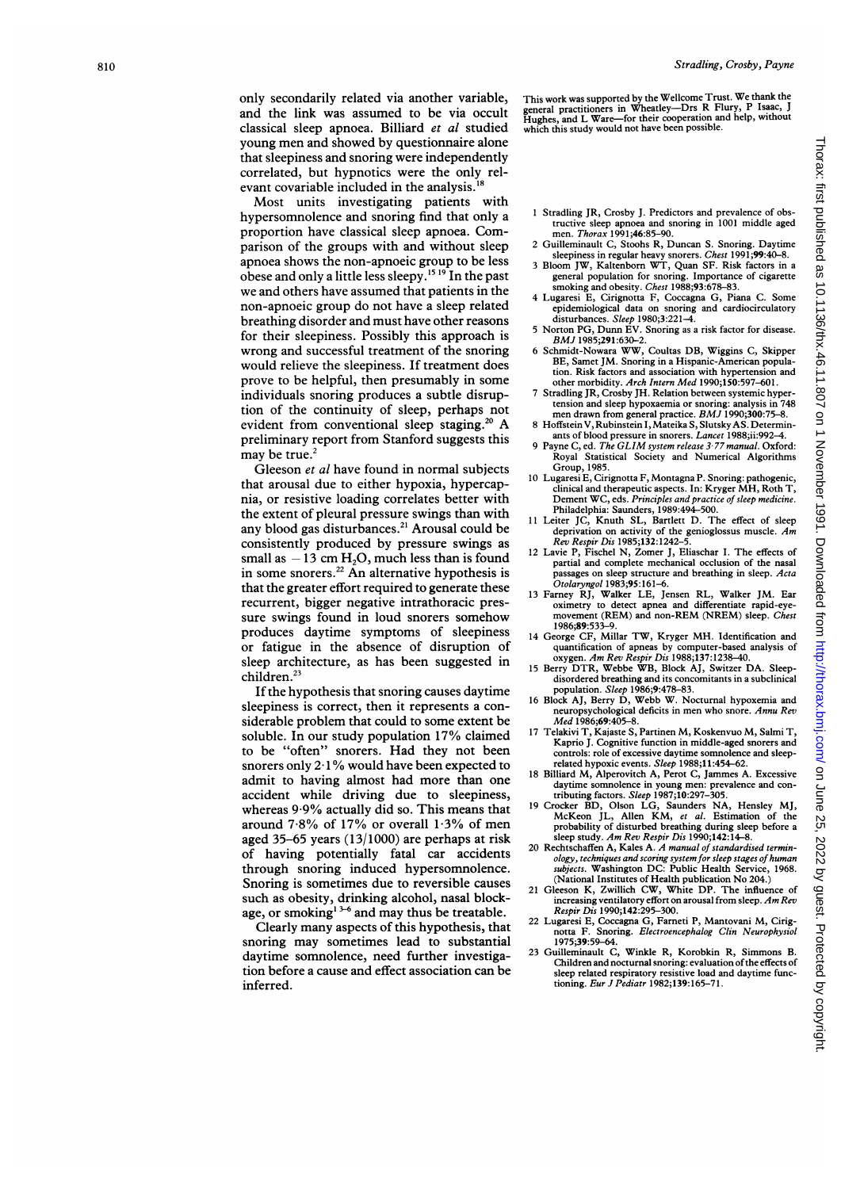only secondarily related via another variable, and the link was assumed to be via occult classical sleep apnoea. Billiard *et al* studied young men and showed by questionnaire alone that sleepiness and snoring were independently correlated, but hypnotics were the only relevant covariable included in the analysis.[18]

Most units investigating patients with hypersomnolence and snoring find that only a proportion have classical sleep apnoea. Comparison of the groups with and without sleep apnoea shows the non-apnoeic group to be less obese and only a little less sleepy.[15,19] In the past we and others have assumed that patients in the non-apnoeic group do not have a sleep related breathing disorder and must have other reasons for their sleepiness. Possibly this approach is wrong and successful treatment of the snoring would relieve the sleepiness. If treatment does prove to be helpful, then presumably in some individuals snoring produces a subtle disruption of the continuity of sleep, perhaps not evident from conventional sleep staging.[20] A preliminary report from Stanford suggests this may be true.[2]

Gleeson *et al* have found in normal subjects that arousal due to either hypoxia, hypercapnia, or resistive loading correlates better with the extent of pleural pressure swings than with any blood gas disturbances.[21] Arousal could be consistently produced by pressure swings as small as $-13$ cm $H_2O$, much less than is found in some snorers.[22] An alternative hypothesis is that the greater effort required to generate these recurrent, bigger negative intrathoracic pressure swings found in loud snorers somehow produces daytime symptoms of sleepiness or fatigue in the absence of disruption of sleep architecture, as has been suggested in children.[23]

If the hypothesis that snoring causes daytime sleepiness is correct, then it represents a considerable problem that could to some extent be soluble. In our study population 17% claimed to be "often" snorers. Had they not been snorers only 2·1% would have been expected to admit to having almost had more than one accident while driving due to sleepiness, whereas 9·9% actually did so. This means that around 7·8% of 17% or overall 1·3% of men aged 35–65 years (13/1000) are perhaps at risk of having potentially fatal car accidents through snoring induced hypersomnolence. Snoring is sometimes due to reversible causes such as obesity, drinking alcohol, nasal blockage, or smoking[1,3–6] and may thus be treatable.

Clearly many aspects of this hypothesis, that snoring may sometimes lead to substantial daytime somnolence, need further investigation before a cause and effect association can be inferred.

This work was supported by the Wellcome Trust. We thank the general practitioners in Wheatley—Drs R Flury, P Isaac, J Hughes, and L Ware—for their cooperation and help, without which this study would not have been possible.

1. Stradling JR, Crosby J. Predictors and prevalence of obstructive sleep apnoea and snoring in 1001 middle aged men. *Thorax* 1991;**46**:85–90.
2. Guilleminault C, Stoohs R, Duncan S. Snoring. Daytime sleepiness in regular heavy snorers. *Chest* 1991;**99**:40–8.
3. Bloom JW, Kaltenborn WT, Quan SF. Risk factors in a general population for snoring. Importance of cigarette smoking and obesity. *Chest* 1988;**93**:678–83.
4. Lugaresi E, Cirignotta F, Coccagna G, Piana C. Some epidemiological data on snoring and cardiocirculatory disturbances. *Sleep* 1980;**3**:221–4.
5. Norton PG, Dunn EV. Snoring as a risk factor for disease. *BMJ* 1985;**291**:630–2.
6. Schmidt-Nowara WW, Coultas DB, Wiggins C, Skipper BE, Samet JM. Snoring in a Hispanic-American population. Risk factors and association with hypertension and other morbidity. *Arch Intern Med* 1990;**150**:597–601.
7. Stradling JR, Crosby JH. Relation between systemic hypertension and sleep hypoxaemia or snoring: analysis in 748 men drawn from general practice. *BMJ* 1990;**300**:75–8.
8. Hoffstein V, Rubinstein I, Mateika S, Slutsky AS. Determinants of blood pressure in snorers. *Lancet* 1988;**ii**:992–4.
9. Payne C, ed. *The GLIM system release 3·77 manual*. Oxford: Royal Statistical Society and Numerical Algorithms Group, 1985.
10. Lugaresi E, Cirignotta F, Montagna P. Snoring: pathogenic, clinical and therapeutic aspects. In: Kryger MH, Roth T, Dement WC, eds. *Principles and practice of sleep medicine*. Philadelphia: Saunders, 1989:494–500.
11. Leiter JC, Knuth SL, Bartlett D. The effect of sleep deprivation on activity of the genioglossus muscle. *Am Rev Respir Dis* 1985;**132**:1242–5.
12. Lavie P, Fischel N, Zomer J, Eliaschar I. The effects of partial and complete mechanical occlusion of the nasal passages on sleep structure and breathing in sleep. *Acta Otolaryngol* 1983;**95**:161–6.
13. Farney RJ, Walker LE, Jensen RL, Walker JM. Ear oximetry to detect apnea and differentiate rapid-eye-movement (REM) and non-REM (NREM) sleep. *Chest* 1986;**89**:533–9.
14. George CF, Millar TW, Kryger MH. Identification and quantification of apneas by computer-based analysis of oxygen. *Am Rev Respir Dis* 1988;**137**:1238–40.
15. Berry DTR, Webbe WB, Block AJ, Switzer DA. Sleep-disordered breathing and its concomitants in a subclinical population. *Sleep* 1986;**9**:478–83.
16. Block AJ, Berry D, Webb W. Nocturnal hypoxemia and neuropsychological deficits in men who snore. *Annu Rev Med* 1986;**69**:405–8.
17. Telakivi T, Kajaste S, Partinen M, Koskenvuo M, Salmi T, Kaprio J. Cognitive function in middle-aged snorers and controls: role of excessive daytime somnolence and sleep-related hypoxic events. *Sleep* 1988;**11**:454–62.
18. Billiard M, Alperovitch A, Perot C, Jammes A. Excessive daytime somnolence in young men: prevalence and contributing factors. *Sleep* 1987;**10**:297–305.
19. Crocker BD, Olson LG, Saunders NA, Hensley MJ, McKeon JL, Allen KM, *et al*. Estimation of the probability of disturbed breathing during sleep before a sleep study. *Am Rev Respir Dis* 1990;**142**:14–8.
20. Rechtschaffen A, Kales A. *A manual of standardised terminology, techniques and scoring system for sleep stages of human subjects*. Washington DC: Public Health Service, 1968. (National Institutes of Health publication No 204.)
21. Gleeson K, Zwillich CW, White DP. The influence of increasing ventilatory effort on arousal from sleep. *Am Rev Respir Dis* 1990;**142**:295–300.
22. Lugaresi E, Coccagna G, Farneti P, Mantovani M, Cirignotta F. Snoring. *Electroencephalog Clin Neurophysiol* 1975;**39**:59–64.
23. Guilleminault C, Winkle R, Korobkin R, Simmons B. Children and nocturnal snoring: evaluation of the effects of sleep related respiratory resistive load and daytime functioning. *Eur J Pediatr* 1982;**139**:165–71.